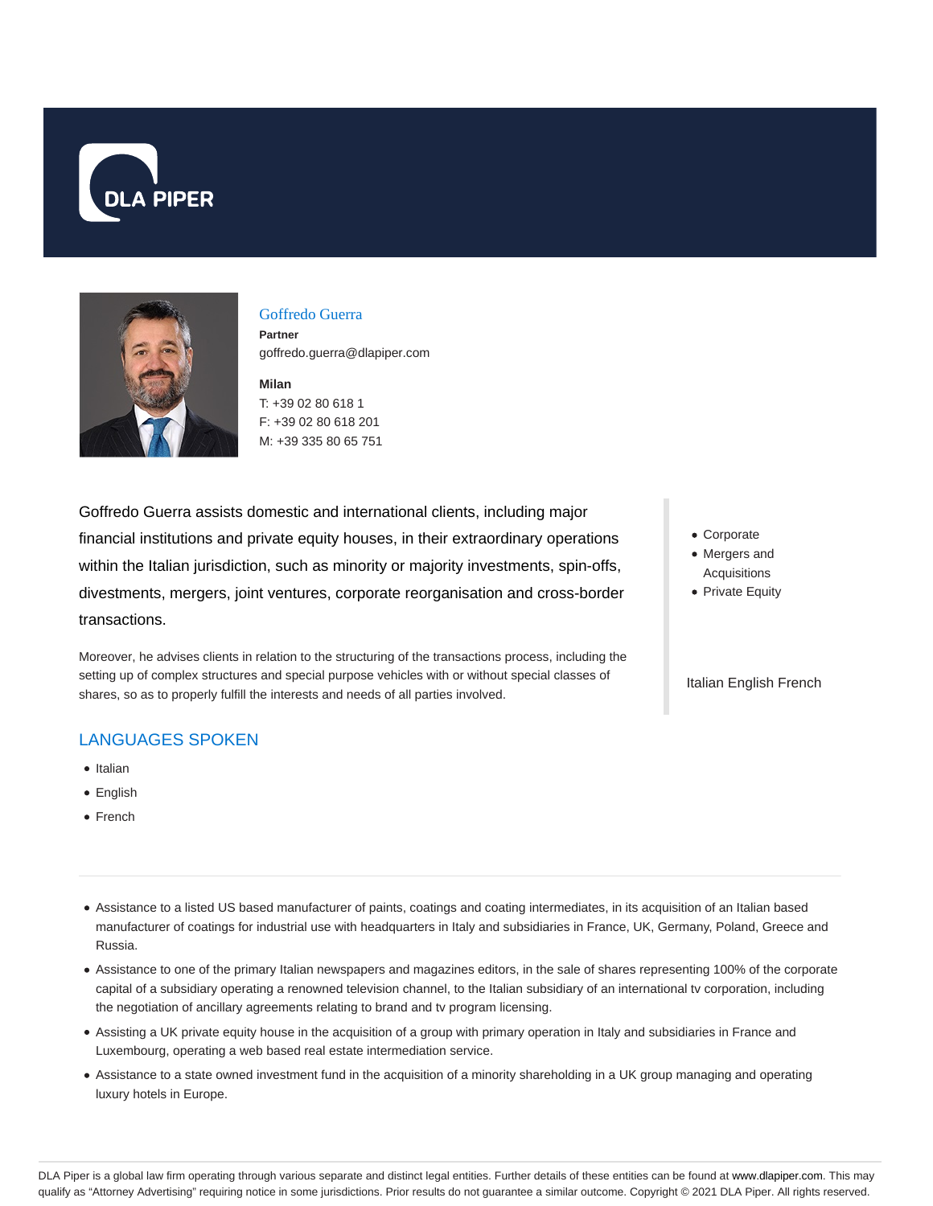DLA PIPER

## Goffredo Guerra

**Partner**

goffredo.guerra@dlapiper.com

**Milan**

T: +39 02 80 618 1

F: +39 02 80 618 201

M: +39 335 80 65 751

Goffredo Guerra assists domestic and international clients, including major financial institutions and private equity houses, in their extraordinary operations within the Italian jurisdiction, such as minority or majority investments, spin-offs, divestments, mergers, joint ventures, corporate reorganisation and cross-border transactions.

Moreover, he advises clients in relation to the structuring of the transactions process, including the setting up of complex structures and special purpose vehicles with or without special classes of shares, so as to properly fulfill the interests and needs of all parties involved.

- Corporate
- Mergers and Acquisitions
- Private Equity

Italian English French

## LANGUAGES SPOKEN

- Italian
- English
- French

---

- Assistance to a listed US based manufacturer of paints, coatings and coating intermediates, in its acquisition of an Italian based manufacturer of coatings for industrial use with headquarters in Italy and subsidiaries in France, UK, Germany, Poland, Greece and Russia.
- Assistance to one of the primary Italian newspapers and magazines editors, in the sale of shares representing 100% of the corporate capital of a subsidiary operating a renowned television channel, to the Italian subsidiary of an international tv corporation, including the negotiation of ancillary agreements relating to brand and tv program licensing.
- Assisting a UK private equity house in the acquisition of a group with primary operation in Italy and subsidiaries in France and Luxembourg, operating a web based real estate intermediation service.
- Assistance to a state owned investment fund in the acquisition of a minority shareholding in a UK group managing and operating luxury hotels in Europe.

DLA Piper is a global law firm operating through various separate and distinct legal entities. Further details of these entities can be found at www.dlapiper.com. This may qualify as "Attorney Advertising" requiring notice in some jurisdictions. Prior results do not guarantee a similar outcome. Copyright © 2021 DLA Piper. All rights reserved.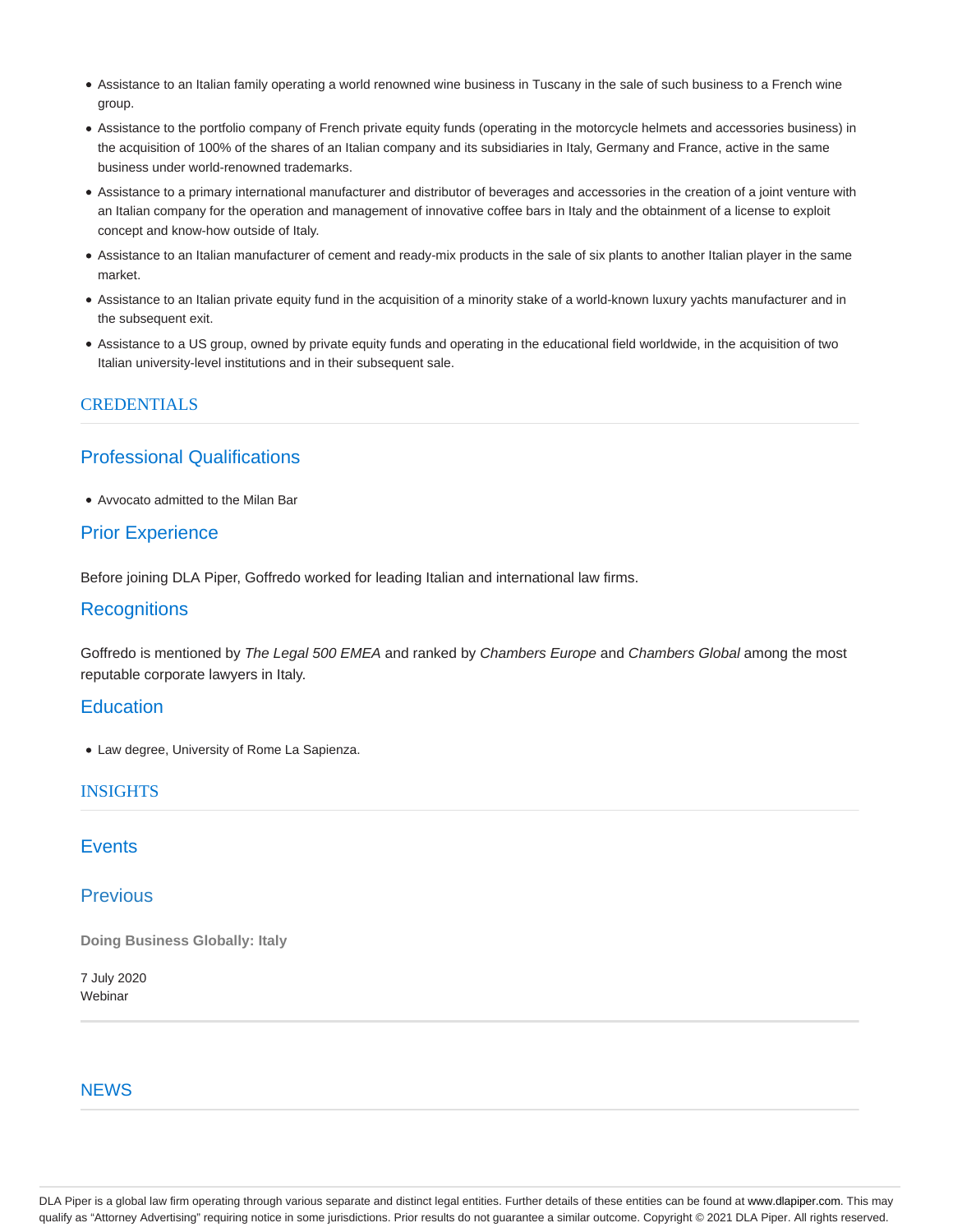- Assistance to an Italian family operating a world renowned wine business in Tuscany in the sale of such business to a French wine group.
- Assistance to the portfolio company of French private equity funds (operating in the motorcycle helmets and accessories business) in the acquisition of 100% of the shares of an Italian company and its subsidiaries in Italy, Germany and France, active in the same business under world-renowned trademarks.
- Assistance to a primary international manufacturer and distributor of beverages and accessories in the creation of a joint venture with an Italian company for the operation and management of innovative coffee bars in Italy and the obtainment of a license to exploit concept and know-how outside of Italy.
- Assistance to an Italian manufacturer of cement and ready-mix products in the sale of six plants to another Italian player in the same market.
- Assistance to an Italian private equity fund in the acquisition of a minority stake of a world-known luxury yachts manufacturer and in the subsequent exit.
- Assistance to a US group, owned by private equity funds and operating in the educational field worldwide, in the acquisition of two Italian university-level institutions and in their subsequent sale.

## CREDENTIALS

### Professional Qualifications

- Avvocato admitted to the Milan Bar

### Prior Experience

Before joining DLA Piper, Goffredo worked for leading Italian and international law firms.

### Recognitions

Goffredo is mentioned by *The Legal 500 EMEA* and ranked by *Chambers Europe* and *Chambers Global* among the most reputable corporate lawyers in Italy.

### Education

- Law degree, University of Rome La Sapienza.

## INSIGHTS

### Events

### Previous

**Doing Business Globally: Italy**

7 July 2020
Webinar

## NEWS

DLA Piper is a global law firm operating through various separate and distinct legal entities. Further details of these entities can be found at www.dlapiper.com. This may qualify as "Attorney Advertising" requiring notice in some jurisdictions. Prior results do not guarantee a similar outcome. Copyright © 2021 DLA Piper. All rights reserved.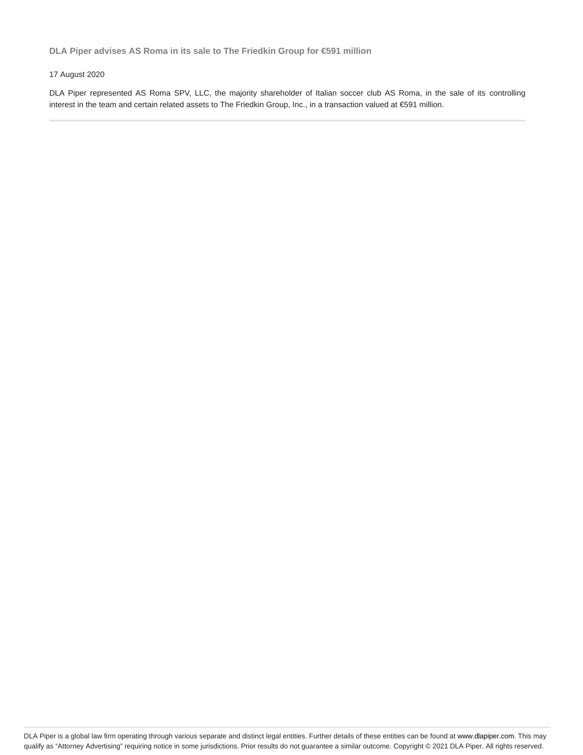### DLA Piper advises AS Roma in its sale to The Friedkin Group for €591 million

17 August 2020

DLA Piper represented AS Roma SPV, LLC, the majority shareholder of Italian soccer club AS Roma, in the sale of its controlling interest in the team and certain related assets to The Friedkin Group, Inc., in a transaction valued at €591 million.

---

DLA Piper is a global law firm operating through various separate and distinct legal entities. Further details of these entities can be found at www.dlapiper.com. This may qualify as “Attorney Advertising” requiring notice in some jurisdictions. Prior results do not guarantee a similar outcome. Copyright © 2021 DLA Piper. All rights reserved.